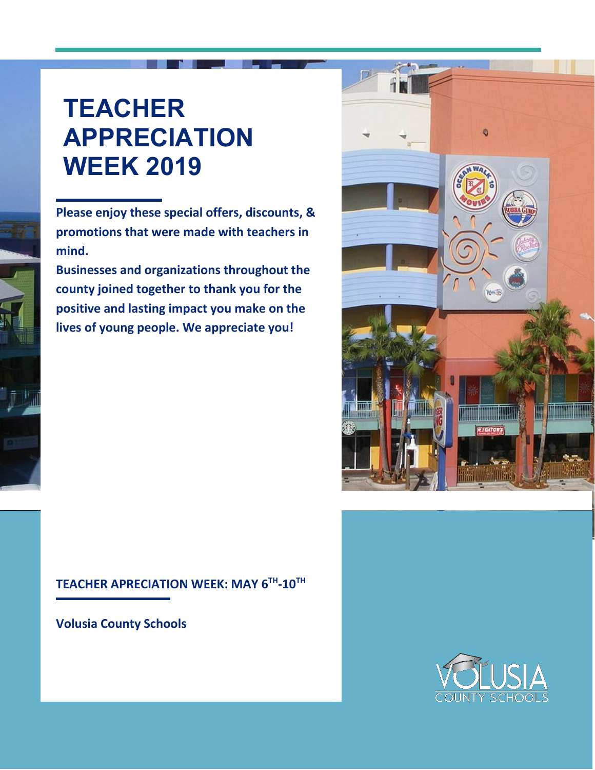# TEACHER APPRECIATION WEEK 2019

**Please enjoy these special offers, discounts, & promotions that were made with teachers in mind.**

**Businesses and organizations throughout the county joined together to thank you for the positive and lasting impact you make on the lives of young people. We appreciate you!**

**TEACHER APRECIATION WEEK: MAY 6TH-10TH**

**Volusia County Schools**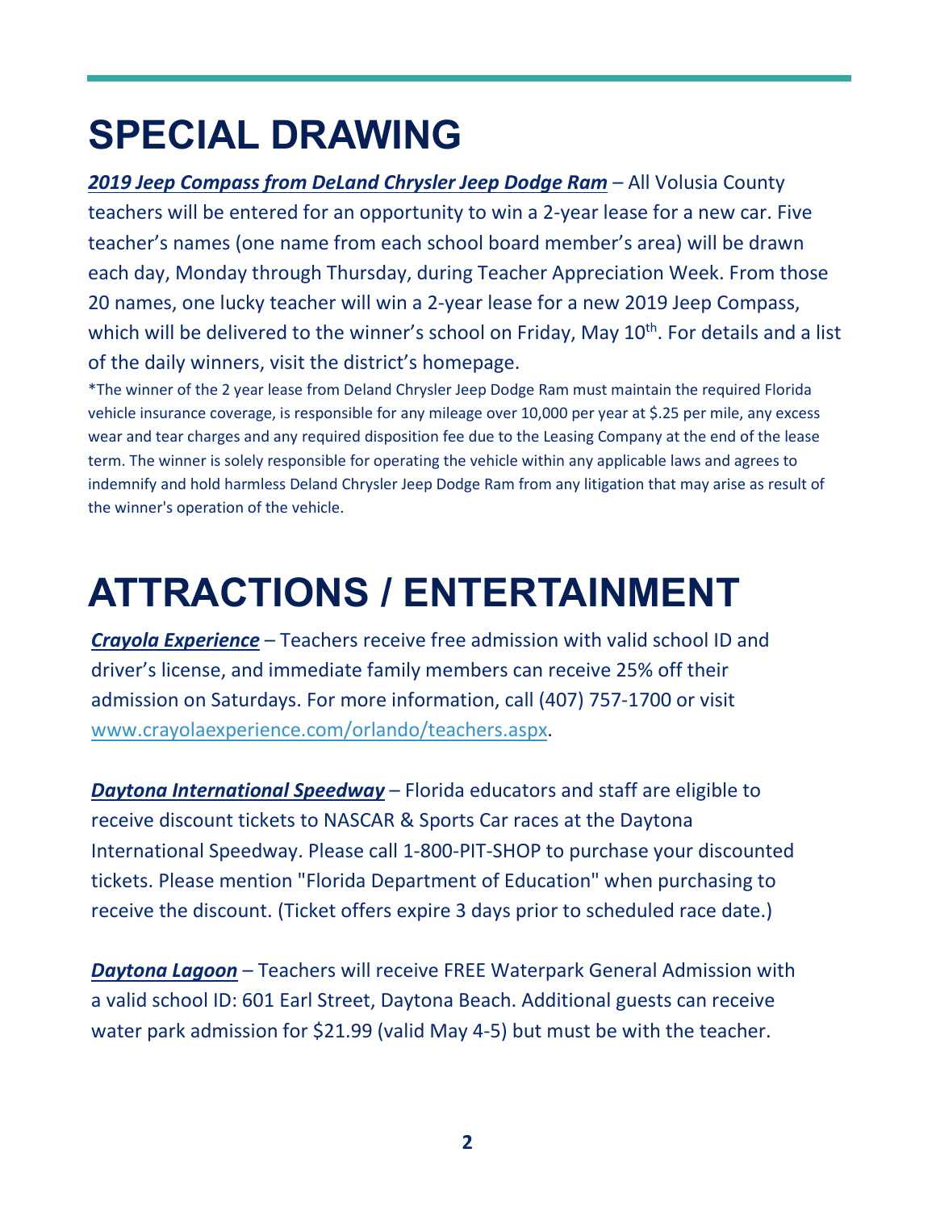# SPECIAL DRAWING

***2019 Jeep Compass from DeLand Chrysler Jeep Dodge Ram*** – All Volusia County teachers will be entered for an opportunity to win a 2-year lease for a new car. Five teacher's names (one name from each school board member's area) will be drawn each day, Monday through Thursday, during Teacher Appreciation Week. From those 20 names, one lucky teacher will win a 2-year lease for a new 2019 Jeep Compass, which will be delivered to the winner's school on Friday, May 10th. For details and a list of the daily winners, visit the district's homepage.

*The winner of the 2 year lease from Deland Chrysler Jeep Dodge Ram must maintain the required Florida vehicle insurance coverage, is responsible for any mileage over 10,000 per year at $.25 per mile, any excess wear and tear charges and any required disposition fee due to the Leasing Company at the end of the lease term. The winner is solely responsible for operating the vehicle within any applicable laws and agrees to indemnify and hold harmless Deland Chrysler Jeep Dodge Ram from any litigation that may arise as result of the winner's operation of the vehicle.

# ATTRACTIONS / ENTERTAINMENT

***Crayola Experience*** – Teachers receive free admission with valid school ID and driver's license, and immediate family members can receive 25% off their admission on Saturdays. For more information, call (407) 757-1700 or visit www.crayolaexperience.com/orlando/teachers.aspx.

***Daytona International Speedway*** – Florida educators and staff are eligible to receive discount tickets to NASCAR & Sports Car races at the Daytona International Speedway. Please call 1-800-PIT-SHOP to purchase your discounted tickets. Please mention "Florida Department of Education" when purchasing to receive the discount. (Ticket offers expire 3 days prior to scheduled race date.)

***Daytona Lagoon*** – Teachers will receive FREE Waterpark General Admission with a valid school ID: 601 Earl Street, Daytona Beach. Additional guests can receive water park admission for $21.99 (valid May 4-5) but must be with the teacher.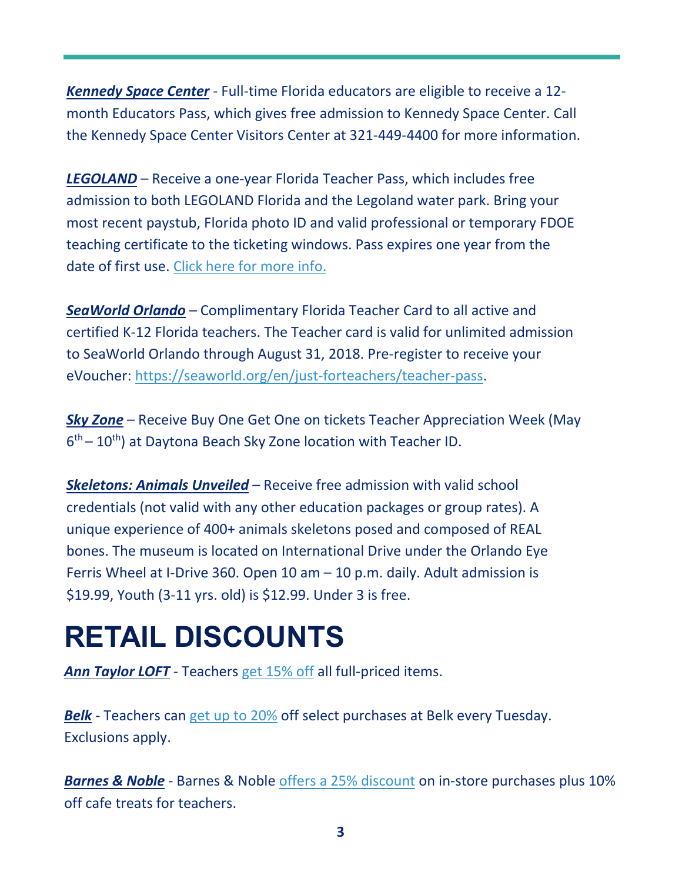***Kennedy Space Center*** - Full-time Florida educators are eligible to receive a 12-month Educators Pass, which gives free admission to Kennedy Space Center. Call the Kennedy Space Center Visitors Center at 321-449-4400 for more information.

***LEGOLAND*** – Receive a one-year Florida Teacher Pass, which includes free admission to both LEGOLAND Florida and the Legoland water park. Bring your most recent paystub, Florida photo ID and valid professional or temporary FDOE teaching certificate to the ticketing windows. Pass expires one year from the date of first use. Click here for more info.

***SeaWorld Orlando*** – Complimentary Florida Teacher Card to all active and certified K-12 Florida teachers. The Teacher card is valid for unlimited admission to SeaWorld Orlando through August 31, 2018. Pre-register to receive your eVoucher: https://seaworld.org/en/just-forteachers/teacher-pass.

***Sky Zone*** – Receive Buy One Get One on tickets Teacher Appreciation Week (May 6th – 10th) at Daytona Beach Sky Zone location with Teacher ID.

***Skeletons: Animals Unveiled*** – Receive free admission with valid school credentials (not valid with any other education packages or group rates). A unique experience of 400+ animals skeletons posed and composed of REAL bones. The museum is located on International Drive under the Orlando Eye Ferris Wheel at I-Drive 360. Open 10 am – 10 p.m. daily. Adult admission is $19.99, Youth (3-11 yrs. old) is $12.99. Under 3 is free.

# RETAIL DISCOUNTS

***Ann Taylor LOFT*** - Teachers get 15% off all full-priced items.

***Belk*** - Teachers can get up to 20% off select purchases at Belk every Tuesday. Exclusions apply.

***Barnes & Noble*** - Barnes & Noble offers a 25% discount on in-store purchases plus 10% off cafe treats for teachers.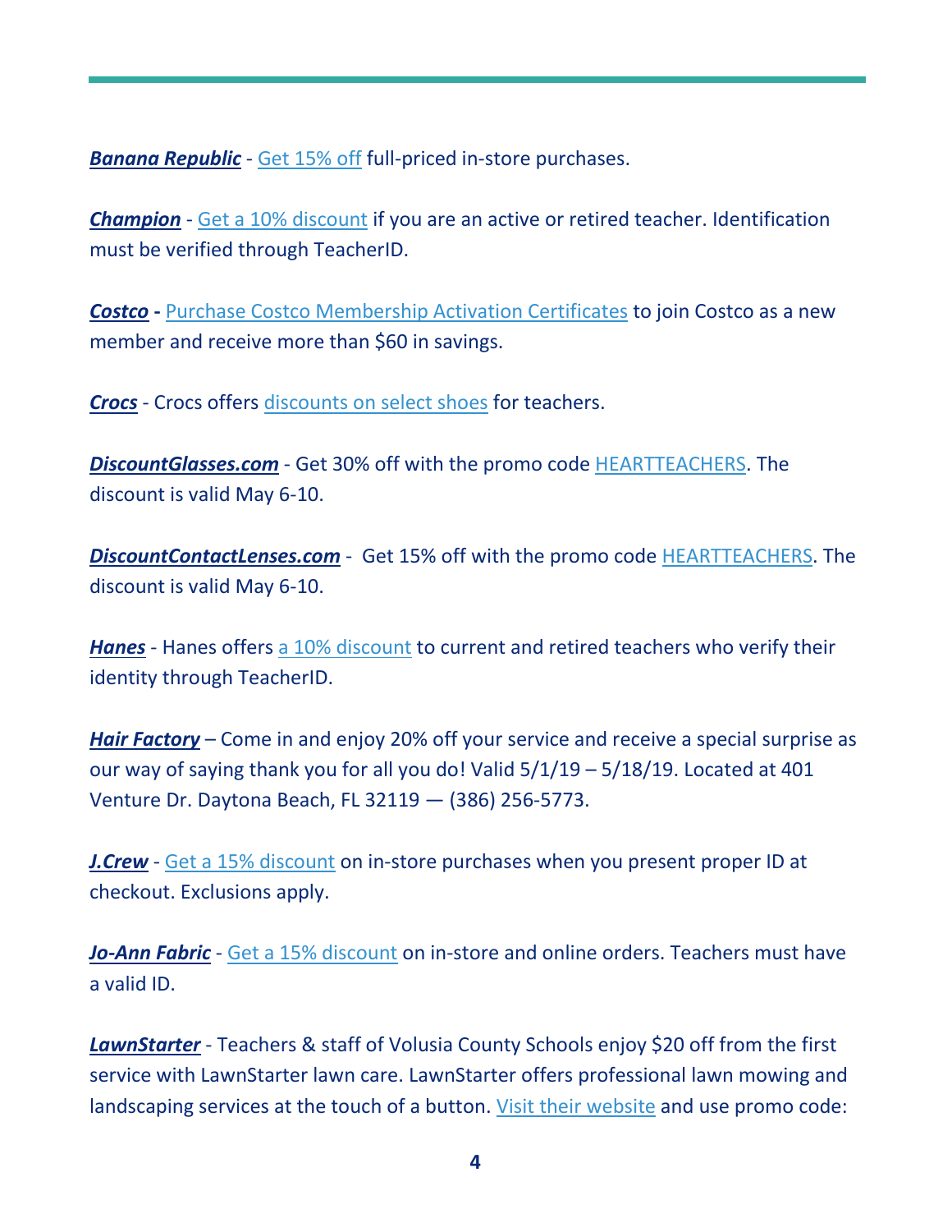***Banana Republic*** - Get 15% off full-priced in-store purchases.

***Champion*** - Get a 10% discount if you are an active or retired teacher. Identification must be verified through TeacherID.

***Costco*** **-** Purchase Costco Membership Activation Certificates to join Costco as a new member and receive more than $60 in savings.

***Crocs*** - Crocs offers discounts on select shoes for teachers.

***DiscountGlasses.com*** - Get 30% off with the promo code HEARTTEACHERS. The discount is valid May 6-10.

***DiscountContactLenses.com*** - Get 15% off with the promo code HEARTTEACHERS. The discount is valid May 6-10.

***Hanes*** - Hanes offers a 10% discount to current and retired teachers who verify their identity through TeacherID.

***Hair Factory*** – Come in and enjoy 20% off your service and receive a special surprise as our way of saying thank you for all you do! Valid 5/1/19 – 5/18/19. Located at 401 Venture Dr. Daytona Beach, FL 32119 — (386) 256-5773.

***J.Crew*** - Get a 15% discount on in-store purchases when you present proper ID at checkout. Exclusions apply.

***Jo-Ann Fabric*** - Get a 15% discount on in-store and online orders. Teachers must have a valid ID.

***LawnStarter*** - Teachers & staff of Volusia County Schools enjoy $20 off from the first service with LawnStarter lawn care. LawnStarter offers professional lawn mowing and landscaping services at the touch of a button. Visit their website and use promo code: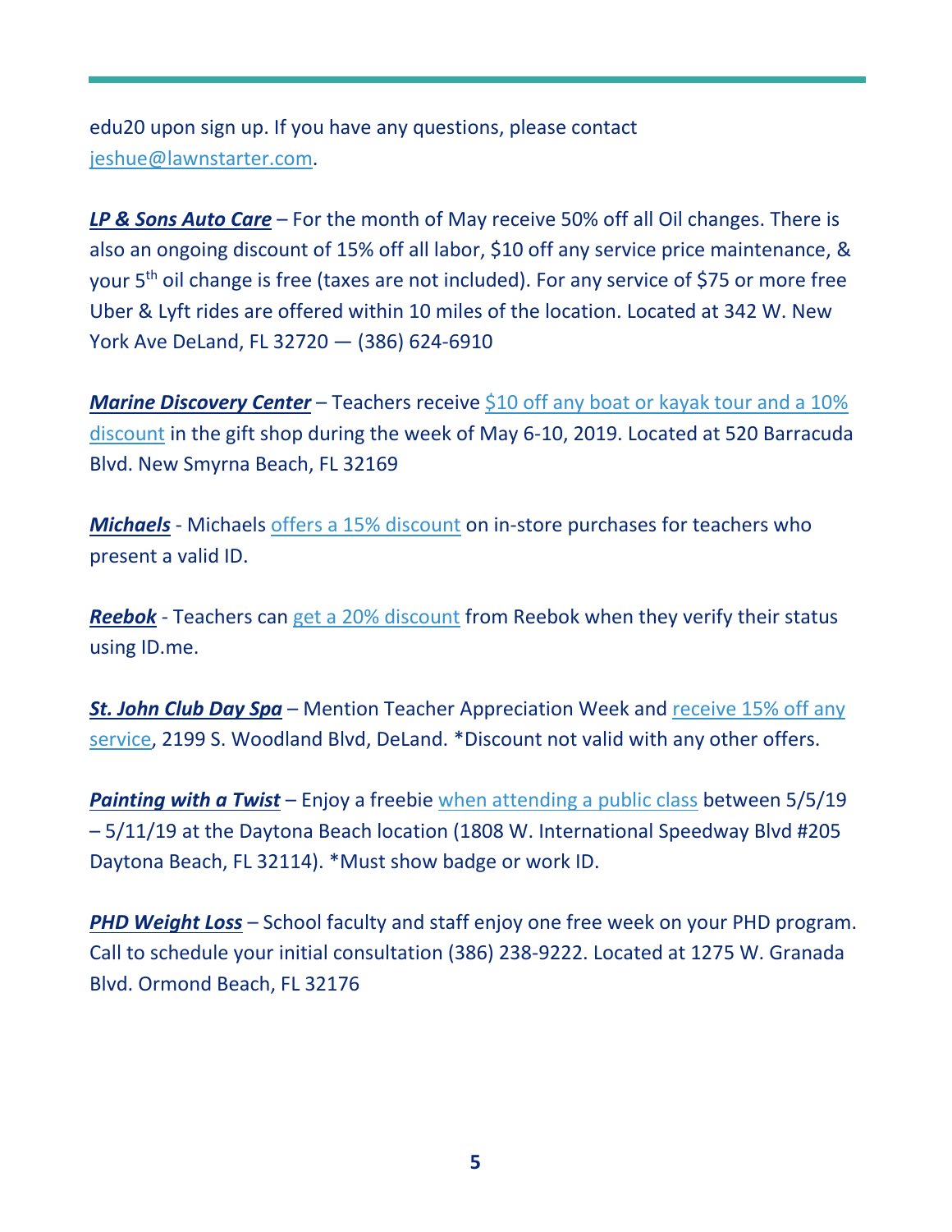edu20 upon sign up. If you have any questions, please contact jeshue@lawnstarter.com.

***LP & Sons Auto Care*** – For the month of May receive 50% off all Oil changes. There is also an ongoing discount of 15% off all labor, \$10 off any service price maintenance, & your 5th oil change is free (taxes are not included). For any service of \$75 or more free Uber & Lyft rides are offered within 10 miles of the location. Located at 342 W. New York Ave DeLand, FL 32720 — (386) 624-6910

***Marine Discovery Center*** – Teachers receive \$10 off any boat or kayak tour and a 10% discount in the gift shop during the week of May 6-10, 2019. Located at 520 Barracuda Blvd. New Smyrna Beach, FL 32169

***Michaels*** - Michaels offers a 15% discount on in-store purchases for teachers who present a valid ID.

***Reebok*** - Teachers can get a 20% discount from Reebok when they verify their status using ID.me.

***St. John Club Day Spa*** – Mention Teacher Appreciation Week and receive 15% off any service, 2199 S. Woodland Blvd, DeLand. *Discount not valid with any other offers.

***Painting with a Twist*** – Enjoy a freebie when attending a public class between 5/5/19 – 5/11/19 at the Daytona Beach location (1808 W. International Speedway Blvd #205 Daytona Beach, FL 32114). *Must show badge or work ID.

***PHD Weight Loss*** – School faculty and staff enjoy one free week on your PHD program. Call to schedule your initial consultation (386) 238-9222. Located at 1275 W. Granada Blvd. Ormond Beach, FL 32176